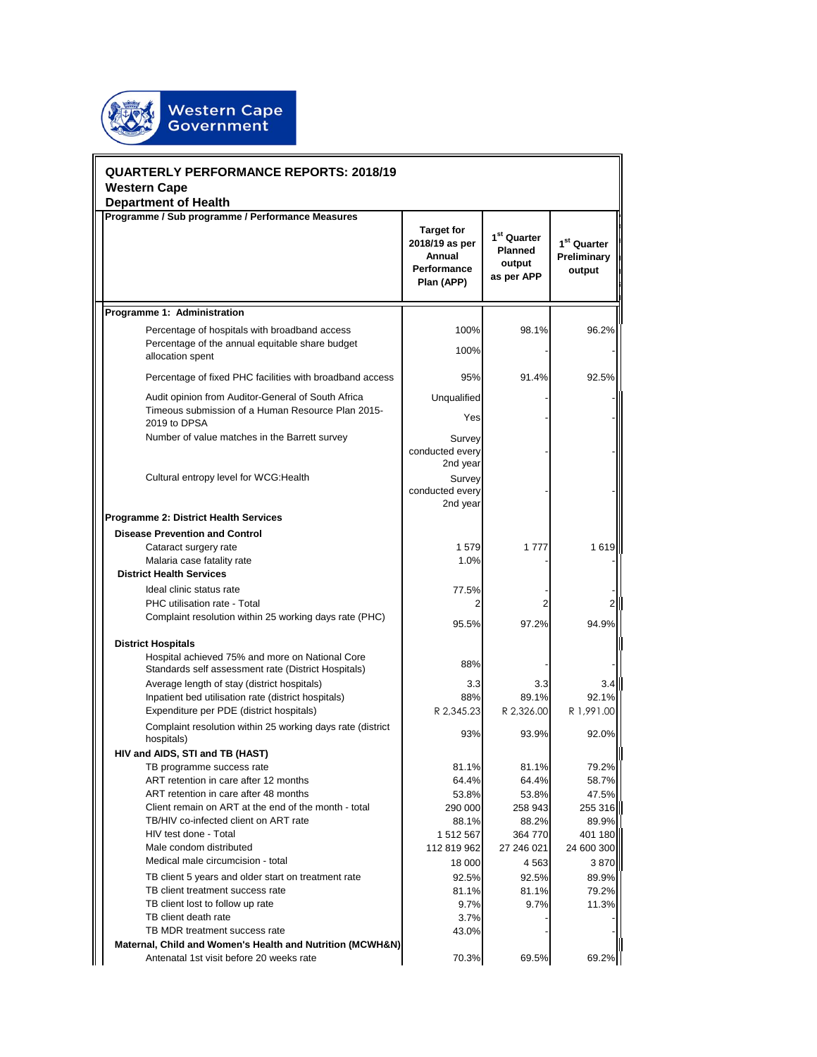Western Cape Government

# QUARTERLY PERFORMANCE REPORTS: 2018/19
## Western Cape
## Department of Health

| Programme / Sub programme / Performance Measures | Target for 2018/19 as per Annual Performance Plan (APP) | 1st Quarter Planned output as per APP | 1st Quarter Preliminary output |
|---|---|---|---|
| **Programme 1: Administration** | | | |
| Percentage of hospitals with broadband access | 100% | 98.1% | 96.2% |
| Percentage of the annual equitable share budget allocation spent | 100% | - | - |
| Percentage of fixed PHC facilities with broadband access | 95% | 91.4% | 92.5% |
| Audit opinion from Auditor-General of South Africa | Unqualified | - | - |
| Timeous submission of a Human Resource Plan 2015-2019 to DPSA | Yes | - | - |
| Number of value matches in the Barrett survey | Survey conducted every 2nd year | - | - |
| Cultural entropy level for WCG:Health | Survey conducted every 2nd year | - | - |
| **Programme 2: District Health Services** | | | |
| **Disease Prevention and Control** | | | |
| Cataract surgery rate | 1 579 | 1 777 | 1 619 |
| Malaria case fatality rate | 1.0% | - | - |
| **District Health Services** | | | |
| Ideal clinic status rate | 77.5% | - | - |
| PHC utilisation rate - Total | 2 | 2 | 2 |
| Complaint resolution within 25 working days rate (PHC) | 95.5% | 97.2% | 94.9% |
| **District Hospitals** | | | |
| Hospital achieved 75% and more on National Core Standards self assessment rate (District Hospitals) | 88% | - | - |
| Average length of stay (district hospitals) | 3.3 | 3.3 | 3.4 |
| Inpatient bed utilisation rate (district hospitals) | 88% | 89.1% | 92.1% |
| Expenditure per PDE (district hospitals) | R 2,345.23 | R 2,326.00 | R 1,991.00 |
| Complaint resolution within 25 working days rate (district hospitals) | 93% | 93.9% | 92.0% |
| **HIV and AIDS, STI and TB (HAST)** | | | |
| TB programme success rate | 81.1% | 81.1% | 79.2% |
| ART retention in care after 12 months | 64.4% | 64.4% | 58.7% |
| ART retention in care after 48 months | 53.8% | 53.8% | 47.5% |
| Client remain on ART at the end of the month - total | 290 000 | 258 943 | 255 316 |
| TB/HIV co-infected client on ART rate | 88.1% | 88.2% | 89.9% |
| HIV test done - Total | 1 512 567 | 364 770 | 401 180 |
| Male condom distributed | 112 819 962 | 27 246 021 | 24 600 300 |
| Medical male circumcision - total | 18 000 | 4 563 | 3 870 |
| TB client 5 years and older start on treatment rate | 92.5% | 92.5% | 89.9% |
| TB client treatment success rate | 81.1% | 81.1% | 79.2% |
| TB client lost to follow up rate | 9.7% | 9.7% | 11.3% |
| TB client death rate | 3.7% | - | - |
| TB MDR treatment success rate | 43.0% | - | - |
| **Maternal, Child and Women's Health and Nutrition (MCWH&N)** | | | |
| Antenatal 1st visit before 20 weeks rate | 70.3% | 69.5% | 69.2% |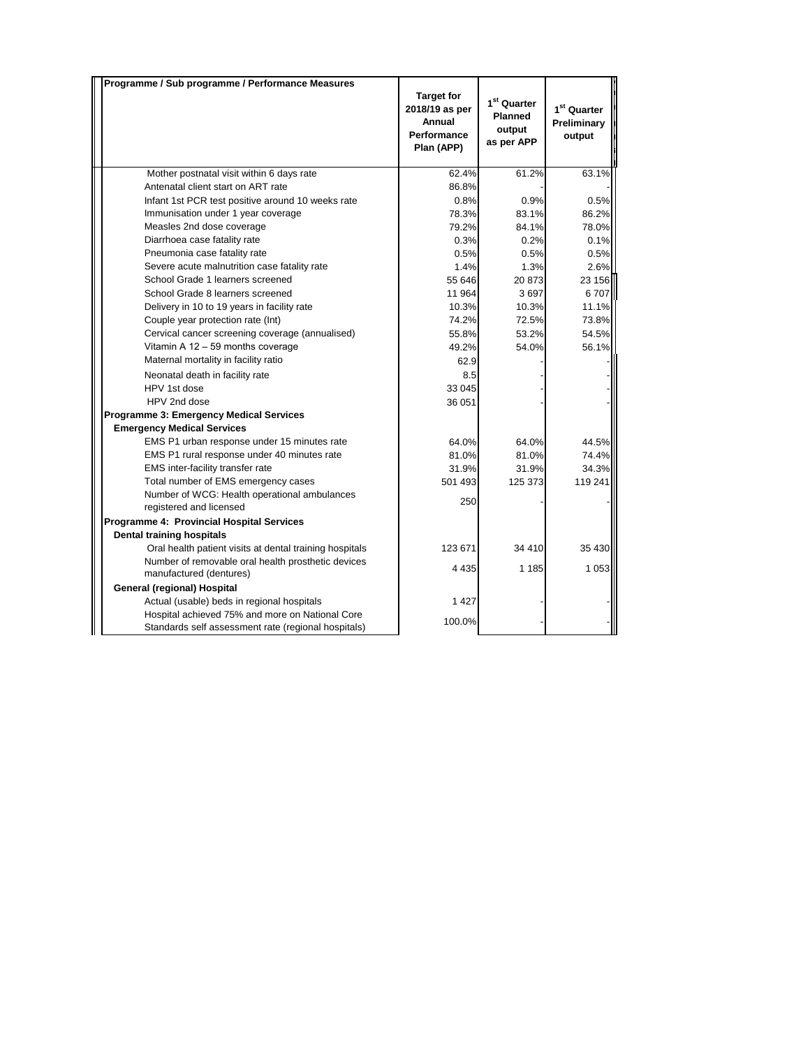| Programme / Sub programme / Performance Measures | Target for 2018/19 as per Annual Performance Plan (APP) | 1st Quarter Planned output as per APP | 1st Quarter Preliminary output |
|---|---|---|---|
| Mother postnatal visit within 6 days rate | 62.4% | 61.2% | 63.1% |
| Antenatal client start on ART rate | 86.8% | - | - |
| Infant 1st PCR test positive around 10 weeks rate | 0.8% | 0.9% | 0.5% |
| Immunisation under 1 year coverage | 78.3% | 83.1% | 86.2% |
| Measles 2nd dose coverage | 79.2% | 84.1% | 78.0% |
| Diarrhoea case fatality rate | 0.3% | 0.2% | 0.1% |
| Pneumonia case fatality rate | 0.5% | 0.5% | 0.5% |
| Severe acute malnutrition case fatality rate | 1.4% | 1.3% | 2.6% |
| School Grade 1 learners screened | 55 646 | 20 873 | 23 156 |
| School Grade 8 learners screened | 11 964 | 3 697 | 6 707 |
| Delivery in 10 to 19 years in facility rate | 10.3% | 10.3% | 11.1% |
| Couple year protection rate (Int) | 74.2% | 72.5% | 73.8% |
| Cervical cancer screening coverage (annualised) | 55.8% | 53.2% | 54.5% |
| Vitamin A 12 – 59 months coverage | 49.2% | 54.0% | 56.1% |
| Maternal mortality in facility ratio | 62.9 | - | - |
| Neonatal death in facility rate | 8.5 | - | - |
| HPV 1st dose | 33 045 | - | - |
| HPV 2nd dose | 36 051 | - | - |
| **Programme 3: Emergency Medical Services** | | | |
| **Emergency Medical Services** | | | |
| EMS P1 urban response under 15 minutes rate | 64.0% | 64.0% | 44.5% |
| EMS P1 rural response under 40 minutes rate | 81.0% | 81.0% | 74.4% |
| EMS inter-facility transfer rate | 31.9% | 31.9% | 34.3% |
| Total number of EMS emergency cases | 501 493 | 125 373 | 119 241 |
| Number of WCG: Health operational ambulances registered and licensed | 250 | - | - |
| **Programme 4: Provincial Hospital Services** | | | |
| **Dental training hospitals** | | | |
| Oral health patient visits at dental training hospitals | 123 671 | 34 410 | 35 430 |
| Number of removable oral health prosthetic devices manufactured (dentures) | 4 435 | 1 185 | 1 053 |
| **General (regional) Hospital** | | | |
| Actual (usable) beds in regional hospitals | 1 427 | - | - |
| Hospital achieved 75% and more on National Core Standards self assessment rate (regional hospitals) | 100.0% | - | - |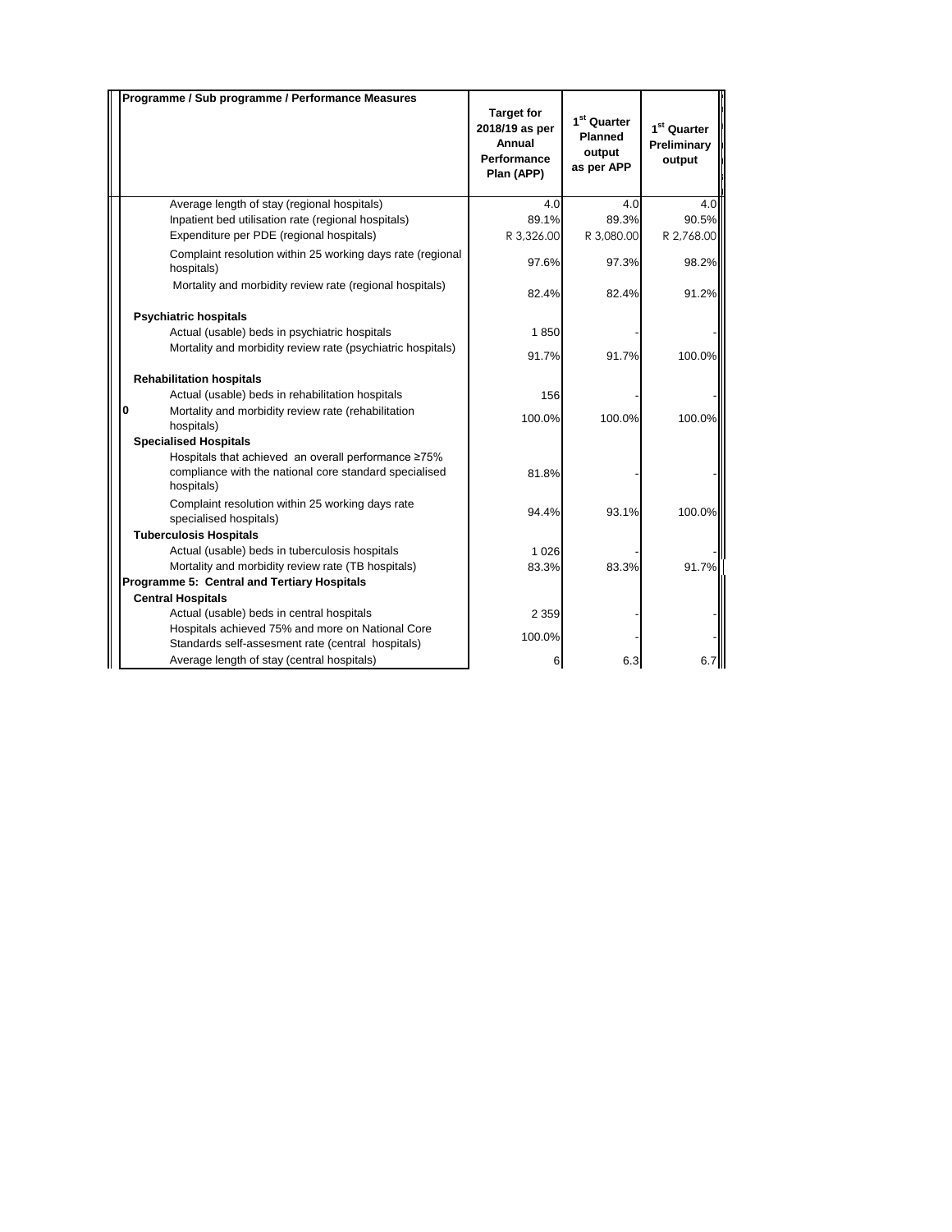| Programme / Sub programme / Performance Measures | Target for 2018/19 as per Annual Performance Plan (APP) | 1st Quarter Planned output as per APP | 1st Quarter Preliminary output |
|---|---|---|---|
| Average length of stay (regional hospitals) | 4.0 | 4.0 | 4.0 |
| Inpatient bed utilisation rate (regional hospitals) | 89.1% | 89.3% | 90.5% |
| Expenditure per PDE (regional hospitals) | R 3,326.00 | R 3,080.00 | R 2,768.00 |
| Complaint resolution within 25 working days rate (regional hospitals) | 97.6% | 97.3% | 98.2% |
| Mortality and morbidity review rate (regional hospitals) | 82.4% | 82.4% | 91.2% |
| **Psychiatric hospitals** | | | |
| Actual (usable) beds in psychiatric hospitals | 1 850 | - | - |
| Mortality and morbidity review rate (psychiatric hospitals) | 91.7% | 91.7% | 100.0% |
| **Rehabilitation hospitals** | | | |
| Actual (usable) beds in rehabilitation hospitals | 156 | - | - |
| 0 Mortality and morbidity review rate (rehabilitation hospitals) | 100.0% | 100.0% | 100.0% |
| **Specialised Hospitals** | | | |
| Hospitals that achieved an overall performance ≥75% compliance with the national core standard specialised hospitals) | 81.8% | - | - |
| Complaint resolution within 25 working days rate specialised hospitals) | 94.4% | 93.1% | 100.0% |
| **Tuberculosis Hospitals** | | | |
| Actual (usable) beds in tuberculosis hospitals | 1 026 | - | - |
| Mortality and morbidity review rate (TB hospitals) | 83.3% | 83.3% | 91.7% |
| **Programme 5: Central and Tertiary Hospitals** | | | |
| **Central Hospitals** | | | |
| Actual (usable) beds in central hospitals | 2 359 | - | - |
| Hospitals achieved 75% and more on National Core Standards self-assesment rate (central hospitals) | 100.0% | - | - |
| Average length of stay (central hospitals) | 6 | 6.3 | 6.7 |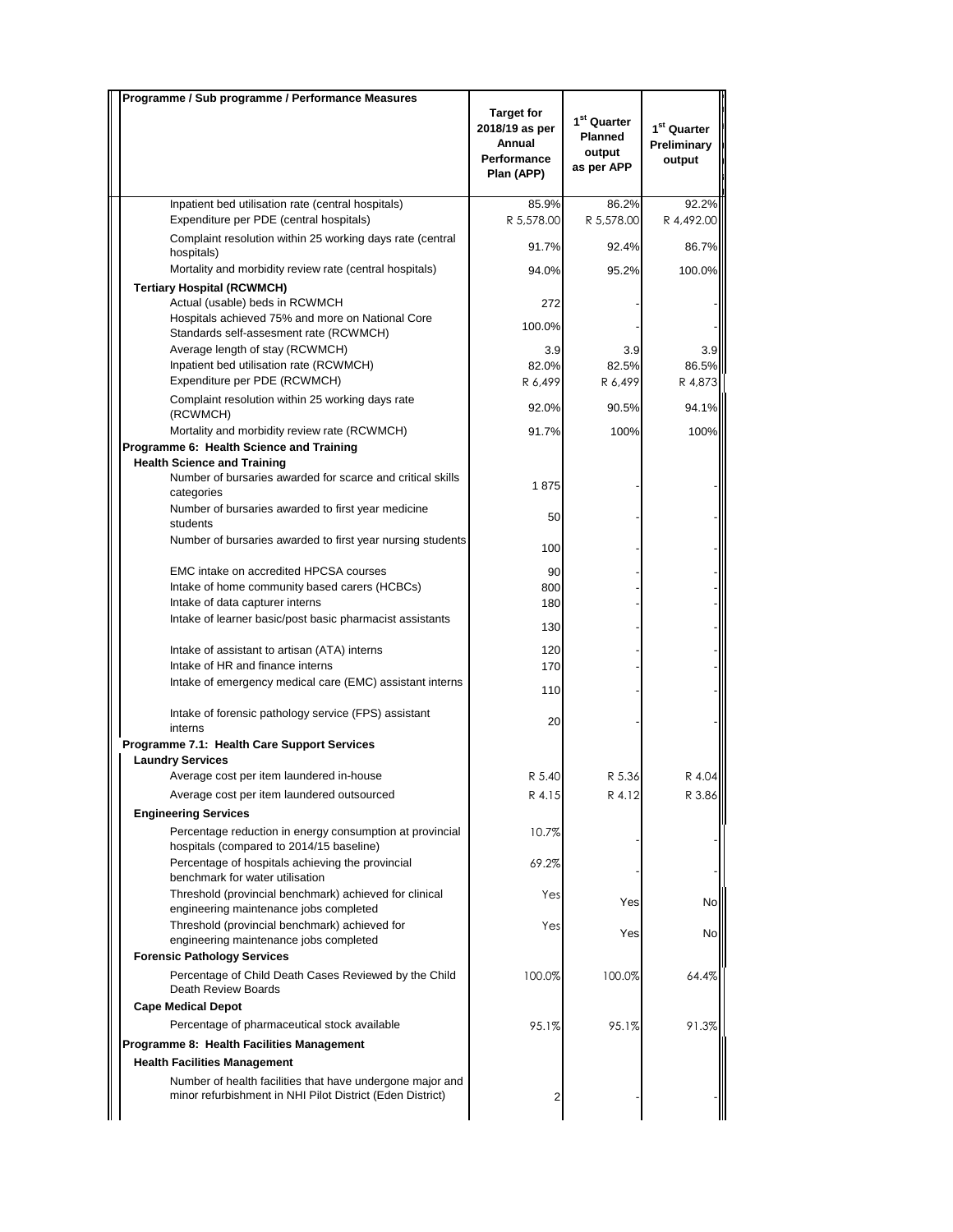| Programme / Sub programme / Performance Measures | Target for 2018/19 as per Annual Performance Plan (APP) | 1st Quarter Planned output as per APP | 1st Quarter Preliminary output |
|---|---|---|---|
| Inpatient bed utilisation rate (central hospitals) | 85.9% | 86.2% | 92.2% |
| Expenditure per PDE (central hospitals) | R 5,578.00 | R 5,578.00 | R 4,492.00 |
| Complaint resolution within 25 working days rate (central hospitals) | 91.7% | 92.4% | 86.7% |
| Mortality and morbidity review rate (central hospitals) | 94.0% | 95.2% | 100.0% |
| **Tertiary Hospital (RCWMCH)** | | | |
| Actual (usable) beds in RCWMCH | 272 | - | - |
| Hospitals achieved 75% and more on National Core Standards self-assesment rate (RCWMCH) | 100.0% | - | - |
| Average length of stay (RCWMCH) | 3.9 | 3.9 | 3.9 |
| Inpatient bed utilisation rate (RCWMCH) | 82.0% | 82.5% | 86.5% |
| Expenditure per PDE (RCWMCH) | R 6,499 | R 6,499 | R 4,873 |
| Complaint resolution within 25 working days rate (RCWMCH) | 92.0% | 90.5% | 94.1% |
| Mortality and morbidity review rate (RCWMCH) | 91.7% | 100% | 100% |
| **Programme 6: Health Science and Training** | | | |
| **Health Science and Training** | | | |
| Number of bursaries awarded for scarce and critical skills categories | 1 875 | - | - |
| Number of bursaries awarded to first year medicine students | 50 | - | - |
| Number of bursaries awarded to first year nursing students | 100 | - | - |
| EMC intake on accredited HPCSA courses | 90 | - | - |
| Intake of home community based carers (HCBCs) | 800 | - | - |
| Intake of data capturer interns | 180 | - | - |
| Intake of learner basic/post basic pharmacist assistants | 130 | - | - |
| Intake of assistant to artisan (ATA) interns | 120 | - | - |
| Intake of HR and finance interns | 170 | - | - |
| Intake of emergency medical care (EMC) assistant interns | 110 | - | - |
| Intake of forensic pathology service (FPS) assistant interns | 20 | - | - |
| **Programme 7.1: Health Care Support Services** | | | |
| **Laundry Services** | | | |
| Average cost per item laundered in-house | R 5.40 | R 5.36 | R 4.04 |
| Average cost per item laundered outsourced | R 4.15 | R 4.12 | R 3.86 |
| **Engineering Services** | | | |
| Percentage reduction in energy consumption at provincial hospitals (compared to 2014/15 baseline) | 10.7% | - | - |
| Percentage of hospitals achieving the provincial benchmark for water utilisation | 69.2% | - | - |
| Threshold (provincial benchmark) achieved for clinical engineering maintenance jobs completed | Yes | Yes | No |
| Threshold (provincial benchmark) achieved for engineering maintenance jobs completed | Yes | Yes | No |
| **Forensic Pathology Services** | | | |
| Percentage of Child Death Cases Reviewed by the Child Death Review Boards | 100.0% | 100.0% | 64.4% |
| **Cape Medical Depot** | | | |
| Percentage of pharmaceutical stock available | 95.1% | 95.1% | 91.3% |
| **Programme 8: Health Facilities Management** | | | |
| **Health Facilities Management** | | | |
| Number of health facilities that have undergone major and minor refurbishment in NHI Pilot District (Eden District) | 2 | - | - |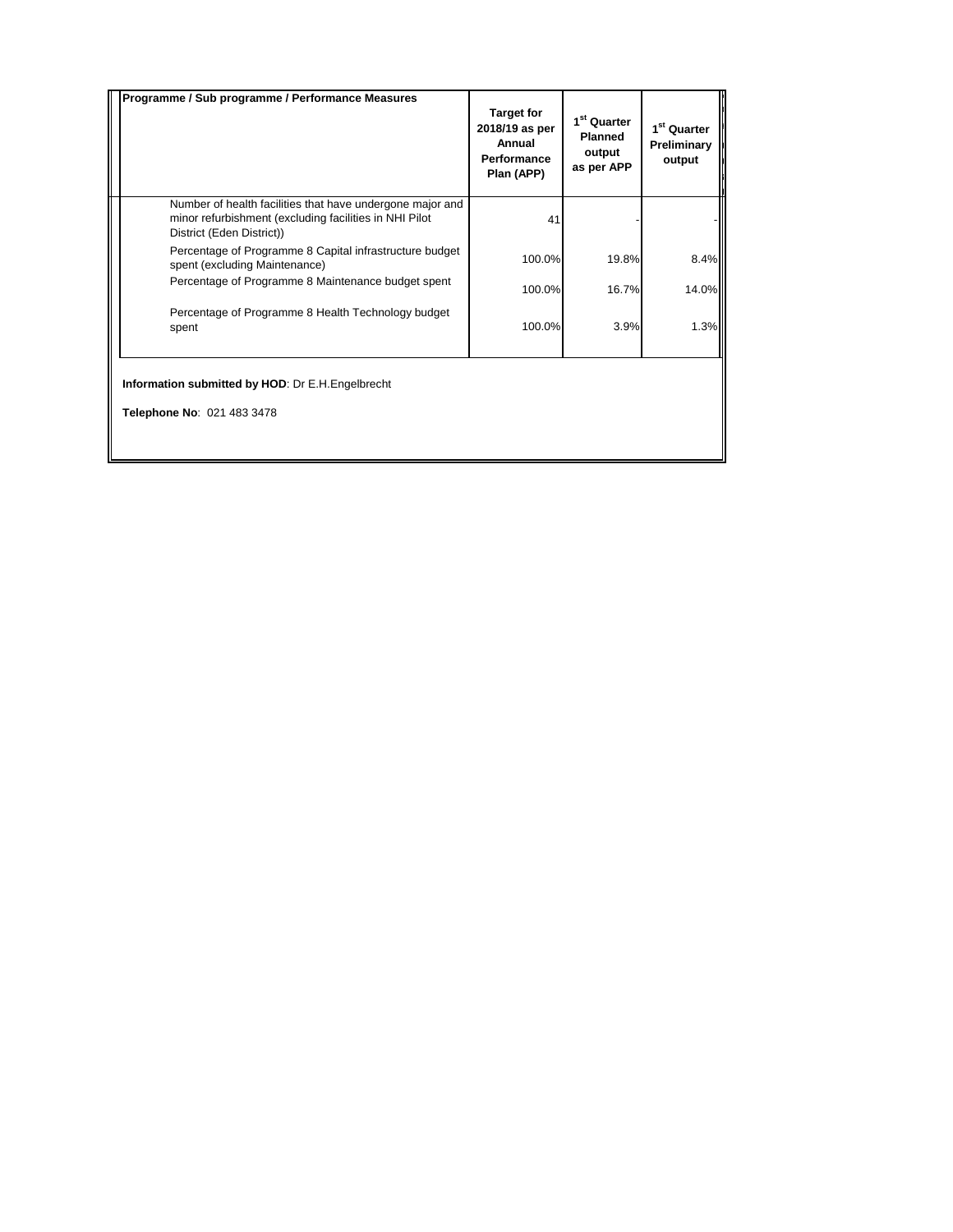| Programme / Sub programme / Performance Measures | Target for 2018/19 as per Annual Performance Plan (APP) | 1st Quarter Planned output as per APP | 1st Quarter Preliminary output |
|---|---|---|---|
| Number of health facilities that have undergone major and minor refurbishment (excluding facilities in NHI Pilot District (Eden District)) | 41 | - | - |
| Percentage of Programme 8 Capital infrastructure budget spent (excluding Maintenance) | 100.0% | 19.8% | 8.4% |
| Percentage of Programme 8 Maintenance budget spent | 100.0% | 16.7% | 14.0% |
| Percentage of Programme 8 Health Technology budget spent | 100.0% | 3.9% | 1.3% |

**Information submitted by HOD**: Dr E.H.Engelbrecht

**Telephone No**: 021 483 3478